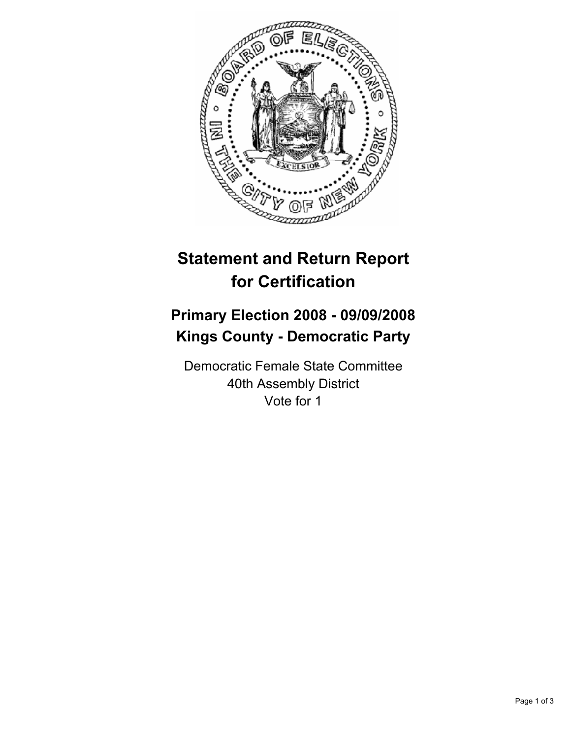# Statement and Return Report for Certification

## Primary Election 2008 - 09/09/2008
## Kings County - Democratic Party

Democratic Female State Committee
40th Assembly District
Vote for 1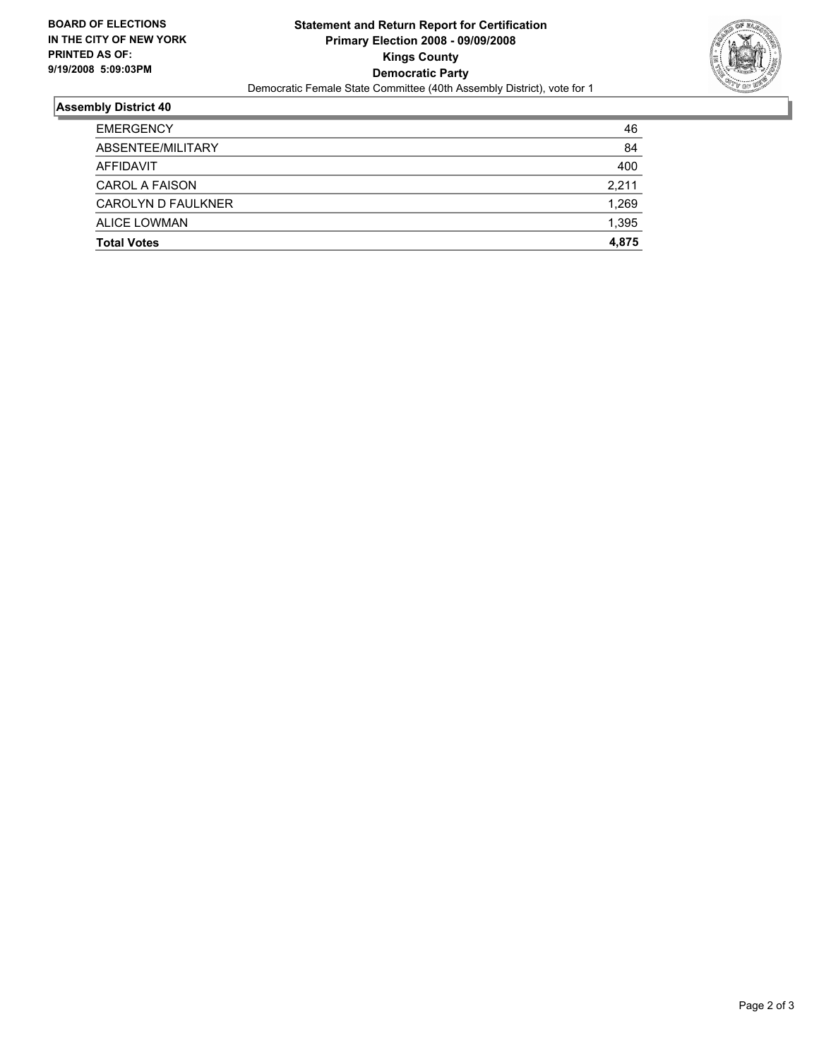**BOARD OF ELECTIONS IN THE CITY OF NEW YORK PRINTED AS OF: 9/19/2008 5:09:03PM**

# Statement and Return Report for Certification
## Primary Election 2008 - 09/09/2008
## Kings County
## Democratic Party

Democratic Female State Committee (40th Assembly District), vote for 1

### Assembly District 40

| | |
|---|---|
| EMERGENCY | 46 |
| ABSENTEE/MILITARY | 84 |
| AFFIDAVIT | 400 |
| CAROL A FAISON | 2,211 |
| CAROLYN D FAULKNER | 1,269 |
| ALICE LOWMAN | 1,395 |
| **Total Votes** | **4,875** |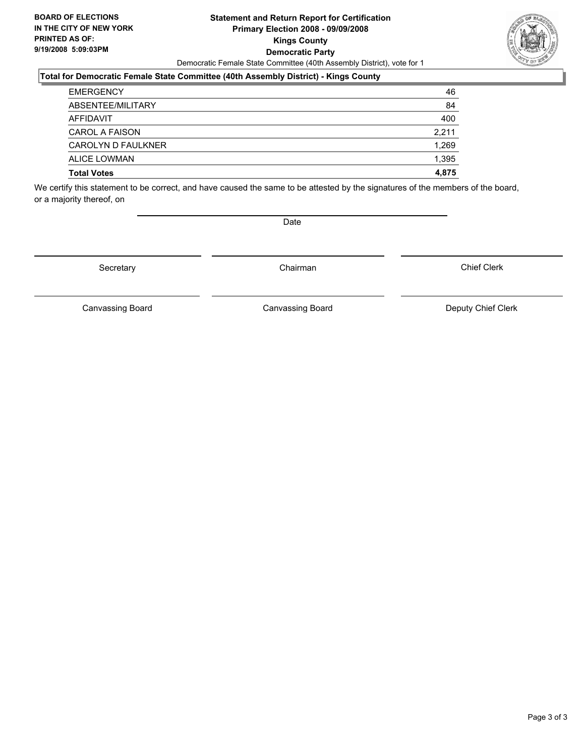**BOARD OF ELECTIONS IN THE CITY OF NEW YORK PRINTED AS OF: 9/19/2008 5:09:03PM**

**Statement and Return Report for Certification**
**Primary Election 2008 - 09/09/2008**
**Kings County**
**Democratic Party**
Democratic Female State Committee (40th Assembly District), vote for 1

**Total for Democratic Female State Committee (40th Assembly District) - Kings County**

| | |
|---|---|
| EMERGENCY | 46 |
| ABSENTEE/MILITARY | 84 |
| AFFIDAVIT | 400 |
| CAROL A FAISON | 2,211 |
| CAROLYN D FAULKNER | 1,269 |
| ALICE LOWMAN | 1,395 |
| **Total Votes** | **4,875** |

We certify this statement to be correct, and have caused the same to be attested by the signatures of the members of the board, or a majority thereof, on

Date

Secretary | Chairman | Chief Clerk

Canvassing Board | Canvassing Board | Deputy Chief Clerk